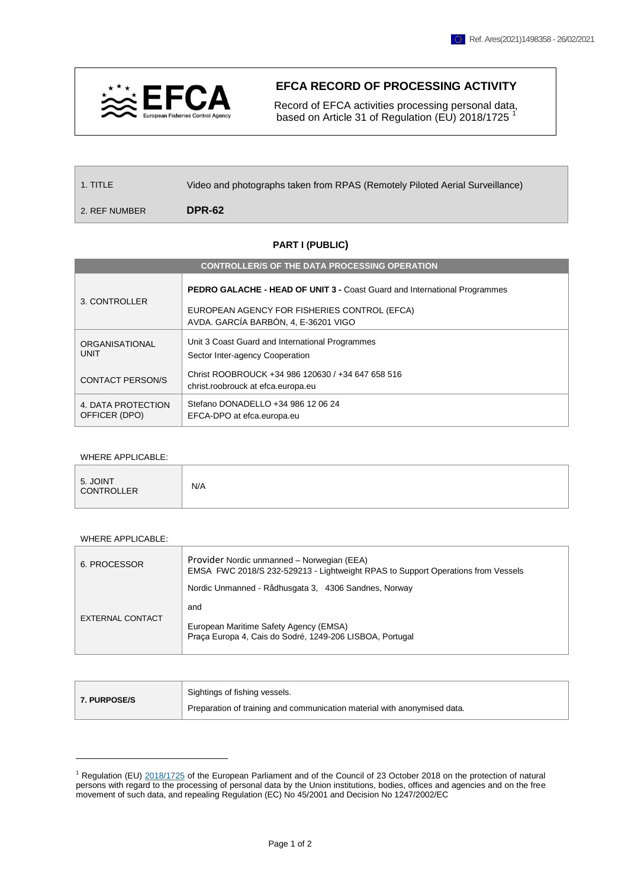Ref. Ares(2021)1498358 - 26/02/2021

# EFCA RECORD OF PROCESSING ACTIVITY

Record of EFCA activities processing personal data, based on Article 31 of Regulation (EU) 2018/1725 [1]

| | |
|---|---|
| 1. TITLE | Video and photographs taken from RPAS (Remotely Piloted Aerial Surveillance) |
| 2. REF NUMBER | **DPR-62** |

## PART I (PUBLIC)

| CONTROLLER/S OF THE DATA PROCESSING OPERATION | |
|---|---|
| 3. CONTROLLER | **PEDRO GALACHE - HEAD OF UNIT 3 -** Coast Guard and International Programmes<br>EUROPEAN AGENCY FOR FISHERIES CONTROL (EFCA)<br>AVDA. GARCÍA BARBÓN, 4, E-36201 VIGO |
| ORGANISATIONAL UNIT | Unit 3 Coast Guard and International Programmes<br>Sector Inter-agency Cooperation |
| CONTACT PERSON/S | Christ ROOBROUCK +34 986 120630 / +34 647 658 516<br>christ.roobrouck at efca.europa.eu |
| 4. DATA PROTECTION OFFICER (DPO) | Stefano DONADELLO +34 986 12 06 24<br>EFCA-DPO at efca.europa.eu |

WHERE APPLICABLE:

| | |
|---|---|
| 5. JOINT CONTROLLER | N/A |

WHERE APPLICABLE:

| | |
|---|---|
| 6. PROCESSOR | Provider Nordic unmanned – Norwegian (EEA)<br>EMSA FWC 2018/S 232-529213 - Lightweight RPAS to Support Operations from Vessels<br>Nordic Unmanned - Rådhusgata 3, 4306 Sandnes, Norway |
| EXTERNAL CONTACT | and<br>European Maritime Safety Agency (EMSA)<br>Praça Europa 4, Cais do Sodré, 1249-206 LISBOA, Portugal |

| | |
|---|---|
| **7. PURPOSE/S** | Sightings of fishing vessels.<br>Preparation of training and communication material with anonymised data. |

[1] Regulation (EU) 2018/1725 of the European Parliament and of the Council of 23 October 2018 on the protection of natural persons with regard to the processing of personal data by the Union institutions, bodies, offices and agencies and on the free movement of such data, and repealing Regulation (EC) No 45/2001 and Decision No 1247/2002/EC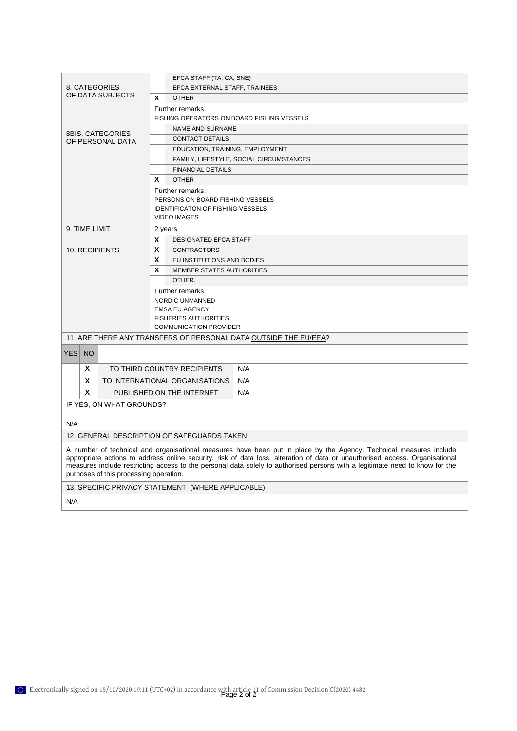| | | |
|---|---|---|
| 8. CATEGORIES OF DATA SUBJECTS | | EFCA STAFF (TA, CA, SNE) |
| | | EFCA EXTERNAL STAFF, TRAINEES |
| | X | OTHER |
| | Further remarks: FISHING OPERATORS ON BOARD FISHING VESSELS | |
| 8BIS. CATEGORIES OF PERSONAL DATA | | NAME AND SURNAME |
| | | CONTACT DETAILS |
| | | EDUCATION, TRAINING, EMPLOYMENT |
| | | FAMILY, LIFESTYLE, SOCIAL CIRCUMSTANCES |
| | | FINANCIAL DETAILS |
| | X | OTHER |
| | Further remarks: PERSONS ON BOARD FISHING VESSELS IDENTIFICATON OF FISHING VESSELS VIDEO IMAGES | |
| 9. TIME LIMIT | 2 years | |
| 10. RECIPIENTS | X | DESIGNATED EFCA STAFF |
| | X | CONTRACTORS |
| | X | EU INSTITUTIONS AND BODIES |
| | X | MEMBER STATES AUTHORITIES |
| | | OTHER. |
| | Further remarks: NORDIC UNMANNED EMSA EU AGENCY FISHERIES AUTHORITIES COMMUNICATION PROVIDER | |

11. ARE THERE ANY TRANSFERS OF PERSONAL DATA OUTSIDE THE EU/EEA?

| YES | NO | | |
|---|---|---|---|
| | X | TO THIRD COUNTRY RECIPIENTS | N/A |
| | X | TO INTERNATIONAL ORGANISATIONS | N/A |
| | X | PUBLISHED ON THE INTERNET | N/A |

IF YES, ON WHAT GROUNDS?

N/A

12. GENERAL DESCRIPTION OF SAFEGUARDS TAKEN

A number of technical and organisational measures have been put in place by the Agency. Technical measures include appropriate actions to address online security, risk of data loss, alteration of data or unauthorised access. Organisational measures include restricting access to the personal data solely to authorised persons with a legitimate need to know for the purposes of this processing operation.

13. SPECIFIC PRIVACY STATEMENT (WHERE APPLICABLE)

N/A

Electronically signed on 15/10/2020 19:11 (UTC+02) in accordance with article 11 of Commission Decision C(2020) 4482